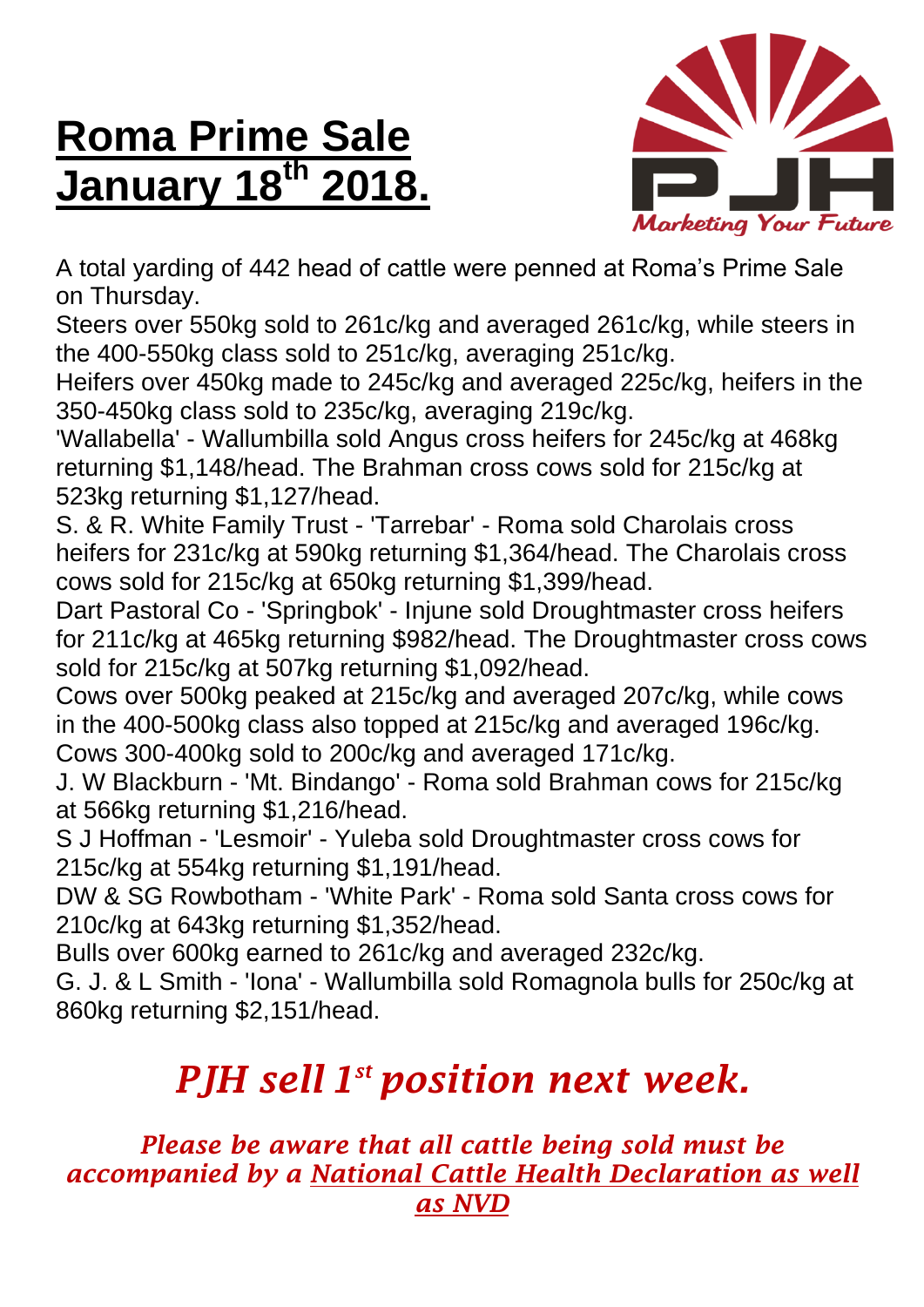# Roma Prime Sale January 18th 2018.

A total yarding of 442 head of cattle were penned at Roma's Prime Sale on Thursday.

Steers over 550kg sold to 261c/kg and averaged 261c/kg, while steers in the 400-550kg class sold to 251c/kg, averaging 251c/kg.

Heifers over 450kg made to 245c/kg and averaged 225c/kg, heifers in the 350-450kg class sold to 235c/kg, averaging 219c/kg.

'Wallabella' - Wallumbilla sold Angus cross heifers for 245c/kg at 468kg returning $1,148/head. The Brahman cross cows sold for 215c/kg at 523kg returning $1,127/head.

S. & R. White Family Trust - 'Tarrebar' - Roma sold Charolais cross heifers for 231c/kg at 590kg returning $1,364/head. The Charolais cross cows sold for 215c/kg at 650kg returning $1,399/head.

Dart Pastoral Co - 'Springbok' - Injune sold Droughtmaster cross heifers for 211c/kg at 465kg returning $982/head. The Droughtmaster cross cows sold for 215c/kg at 507kg returning $1,092/head.

Cows over 500kg peaked at 215c/kg and averaged 207c/kg, while cows in the 400-500kg class also topped at 215c/kg and averaged 196c/kg. Cows 300-400kg sold to 200c/kg and averaged 171c/kg.

J. W Blackburn - 'Mt. Bindango' - Roma sold Brahman cows for 215c/kg at 566kg returning $1,216/head.

S J Hoffman - 'Lesmoir' - Yuleba sold Droughtmaster cross cows for 215c/kg at 554kg returning $1,191/head.

DW & SG Rowbotham - 'White Park' - Roma sold Santa cross cows for 210c/kg at 643kg returning $1,352/head.

Bulls over 600kg earned to 261c/kg and averaged 232c/kg.

G. J. & L Smith - 'Iona' - Wallumbilla sold Romagnola bulls for 250c/kg at 860kg returning $2,151/head.

## *PJH sell 1st position next week.*

*Please be aware that all cattle being sold must be accompanied by a National Cattle Health Declaration as well as NVD*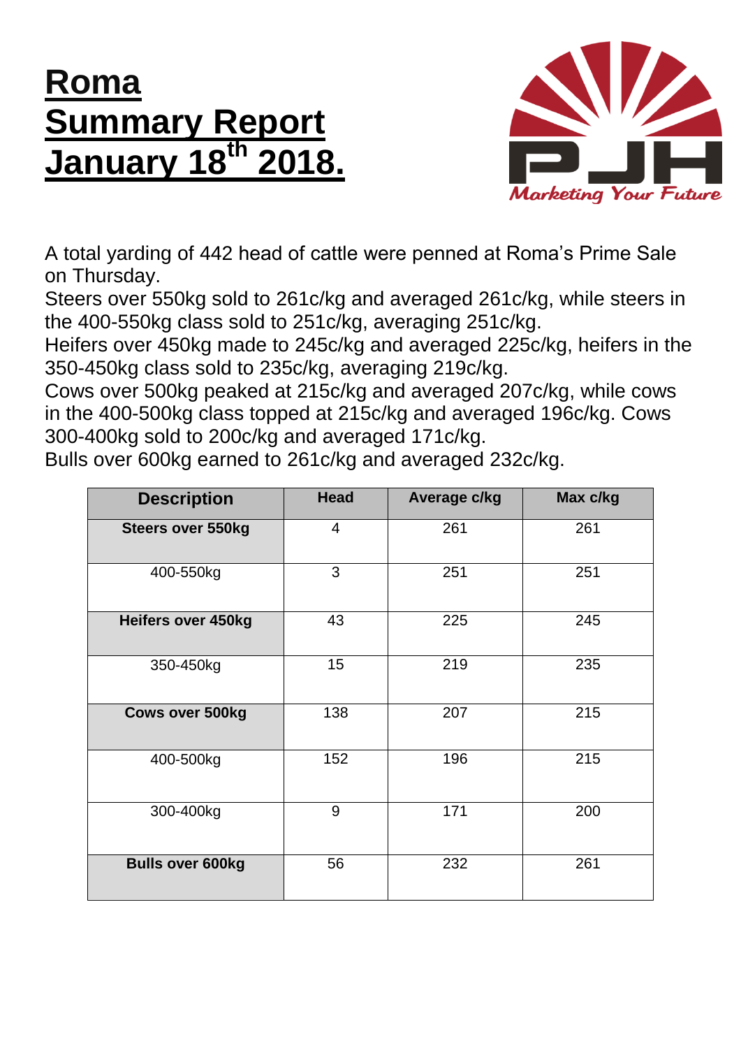# Roma Summary Report January 18th 2018.

PJH

*Marketing Your Future*

A total yarding of 442 head of cattle were penned at Roma's Prime Sale on Thursday.

Steers over 550kg sold to 261c/kg and averaged 261c/kg, while steers in the 400-550kg class sold to 251c/kg, averaging 251c/kg.

Heifers over 450kg made to 245c/kg and averaged 225c/kg, heifers in the 350-450kg class sold to 235c/kg, averaging 219c/kg.

Cows over 500kg peaked at 215c/kg and averaged 207c/kg, while cows in the 400-500kg class topped at 215c/kg and averaged 196c/kg. Cows 300-400kg sold to 200c/kg and averaged 171c/kg.

Bulls over 600kg earned to 261c/kg and averaged 232c/kg.

| Description | Head | Average c/kg | Max c/kg |
|---|---|---|---|
| **Steers over 550kg** | 4 | 261 | 261 |
| 400-550kg | 3 | 251 | 251 |
| **Heifers over 450kg** | 43 | 225 | 245 |
| 350-450kg | 15 | 219 | 235 |
| **Cows over 500kg** | 138 | 207 | 215 |
| 400-500kg | 152 | 196 | 215 |
| 300-400kg | 9 | 171 | 200 |
| **Bulls over 600kg** | 56 | 232 | 261 |